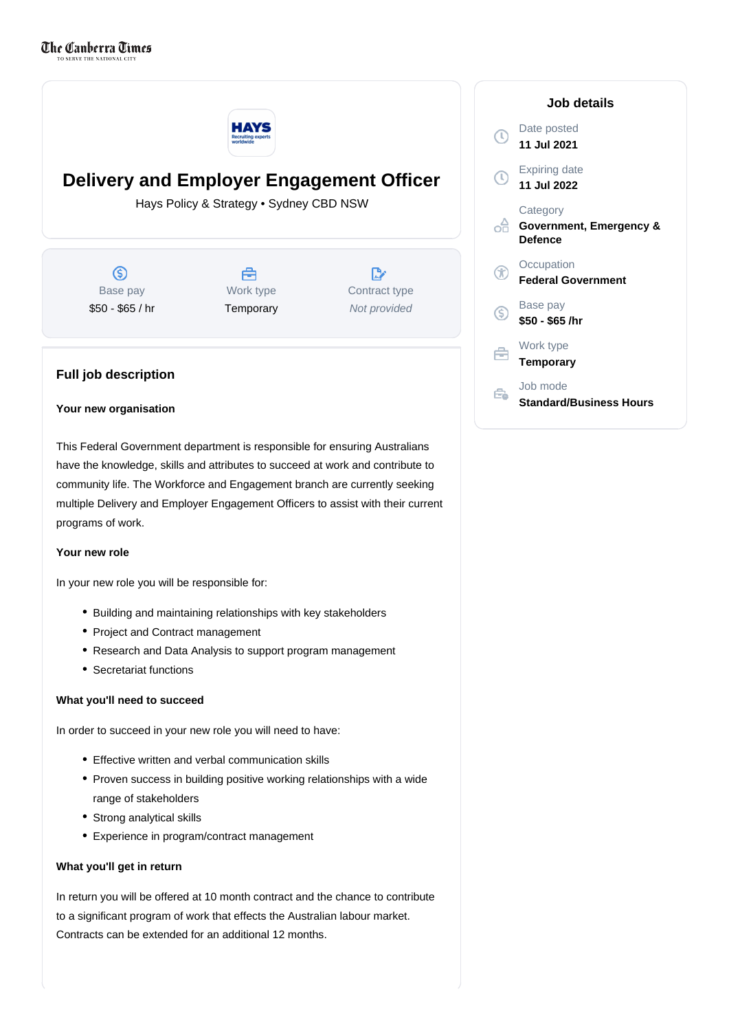# Delivery and Employer Engagement Officer

Hays Policy & Strategy • Sydney CBD NSW

| Base pay | Work type | Contract type |
| --- | --- | --- |
| $50 - $65 / hr | Temporary | *Not provided* |

## Full job description

**Your new organisation**

This Federal Government department is responsible for ensuring Australians have the knowledge, skills and attributes to succeed at work and contribute to community life. The Workforce and Engagement branch are currently seeking multiple Delivery and Employer Engagement Officers to assist with their current programs of work.

**Your new role**

In your new role you will be responsible for:

- Building and maintaining relationships with key stakeholders
- Project and Contract management
- Research and Data Analysis to support program management
- Secretariat functions

**What you'll need to succeed**

In order to succeed in your new role you will need to have:

- Effective written and verbal communication skills
- Proven success in building positive working relationships with a wide range of stakeholders
- Strong analytical skills
- Experience in program/contract management

**What you'll get in return**

In return you will be offered at 10 month contract and the chance to contribute to a significant program of work that effects the Australian labour market. Contracts can be extended for an additional 12 months.

## Job details

Date posted
**11 Jul 2021**

Expiring date
**11 Jul 2022**

Category
**Government, Emergency & Defence**

Occupation
**Federal Government**

Base pay
**$50 - $65 /hr**

Work type
**Temporary**

Job mode
**Standard/Business Hours**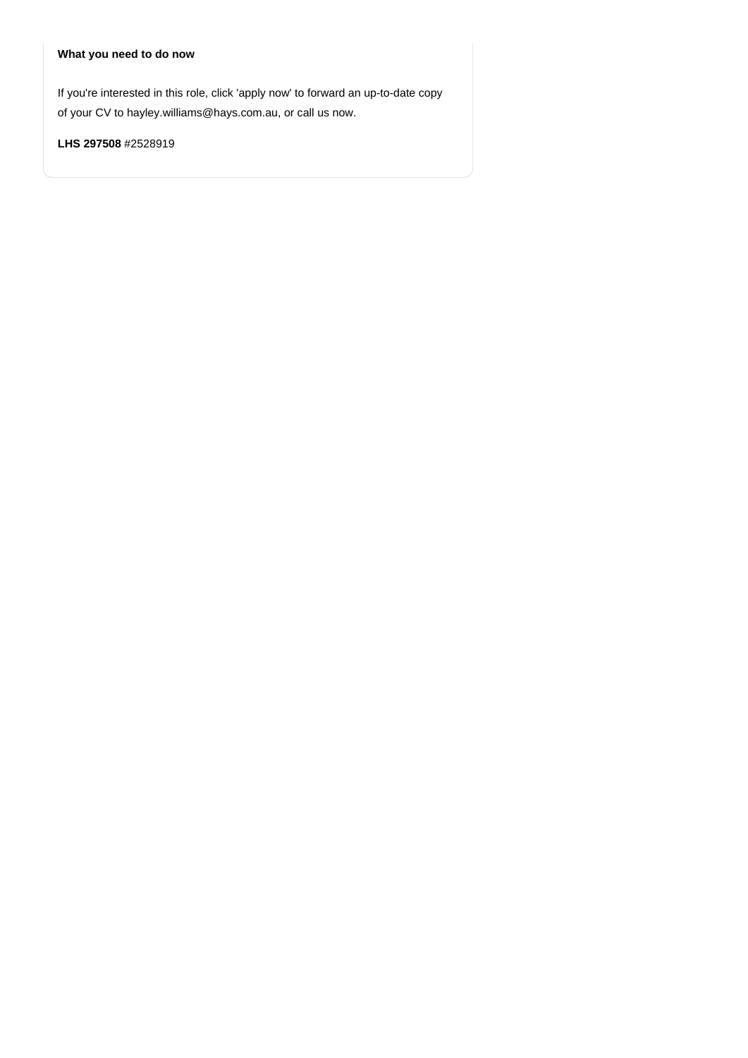**What you need to do now**

If you're interested in this role, click 'apply now' to forward an up-to-date copy of your CV to hayley.williams@hays.com.au, or call us now.

**LHS 297508** #2528919